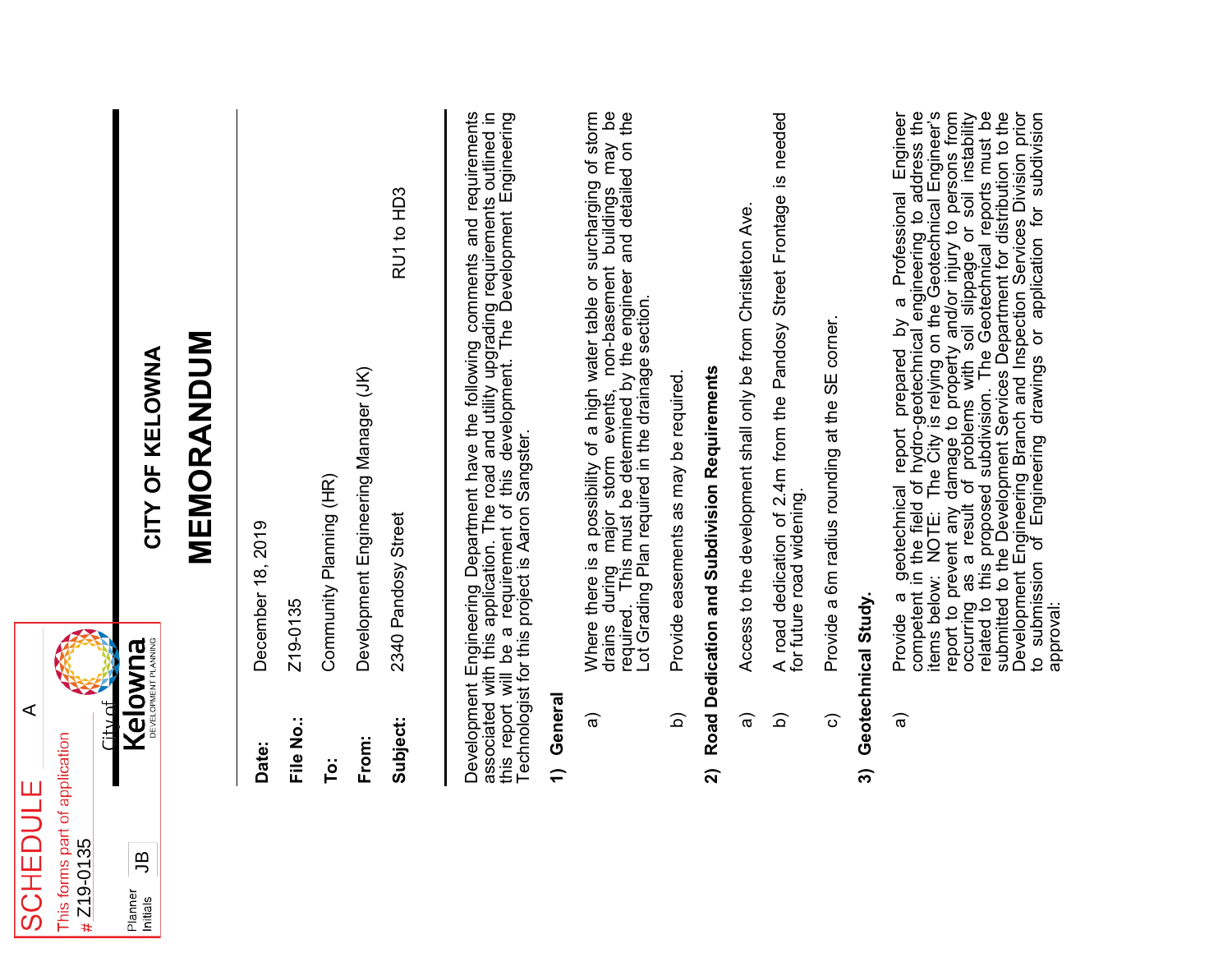SCHEDULE A

This forms part of application # Z19-0135

Planner Initials JB

City of Kelowna DEVELOPMENT PLANNING

# CITY OF KELOWNA

# MEMORANDUM

**Date:** December 18, 2019

**File No.:** Z19-0135

**To:** Community Planning (HR)

**From:** Development Engineering Manager (JK)

**Subject:** 2340 Pandosy Street RU1 to HD3

Development Engineering Department have the following comments and requirements associated with this application. The road and utility upgrading requirements outlined in this report will be a requirement of this development. The Development Engineering Technologist for this project is Aaron Sangster.

## 1) General

a) Where there is a possibility of a high water table or surcharging of storm drains during major storm events, non-basement buildings may be required. This must be determined by the engineer and detailed on the Lot Grading Plan required in the drainage section.

b) Provide easements as may be required.

## 2) Road Dedication and Subdivision Requirements

a) Access to the development shall only be from Christleton Ave.

b) A road dedication of 2.4m from the Pandosy Street Frontage is needed for future road widening.

c) Provide a 6m radius rounding at the SE corner.

## 3) Geotechnical Study.

a) Provide a geotechnical report prepared by a Professional Engineer competent in the field of hydro-geotechnical engineering to address the items below: NOTE: The City is relying on the Geotechnical Engineer's report to prevent any damage to property and/or injury to persons from occurring as a result of problems with soil slippage or soil instability related to this proposed subdivision. The Geotechnical reports must be submitted to the Development Services Department for distribution to the Development Engineering Branch and Inspection Services Division prior to submission of Engineering drawings or application for subdivision approval: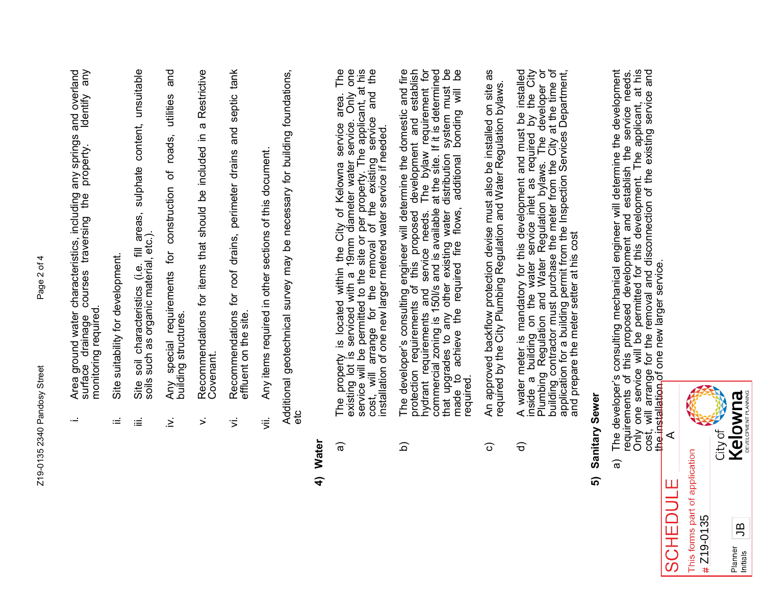i. Area ground water characteristics, including any springs and overland surface drainage courses traversing the property. Identify any monitoring required.

ii. Site suitability for development.

iii. Site soil characteristics (i.e. fill areas, sulphate content, unsuitable soils such as organic material, etc.).

iv. Any special requirements for construction of roads, utilities and building structures.

v. Recommendations for items that should be included in a Restrictive Covenant.

vi. Recommendations for roof drains, perimeter drains and septic tank effluent on the site.

vii. Any items required in other sections of this document.

Additional geotechnical survey may be necessary for building foundations, etc

## 4) Water

a) The property is located within the City of Kelowna service area. The existing lot is serviced with a 19mm diameter water service. Only one service will be permitted to the site or per property. The applicant, at his cost, will arrange for the removal of the existing service and the installation of one new larger metered water service if needed.

b) The developer's consulting engineer will determine the domestic and fire protection requirements of this proposed development and establish hydrant requirements and service needs. The bylaw requirement for commercial zoning is 150l/s and is available at the site. If it is determined that upgrades to any other existing water distribution system must be made to achieve the required fire flows, additional bonding will be required.

c) An approved backflow protection devise must also be installed on site as required by the City Plumbing Regulation and Water Regulation bylaws.

d) A water meter is mandatory for this development and must be installed inside a building on the water service inlet as required by the City Plumbing Regulation and Water Regulation bylaws. The developer or building contractor must purchase the meter from the City at the time of application for a building permit from the Inspection Services Department, and prepare the meter setter at his cost

## 5) Sanitary Sewer

a) The developer's consulting mechanical engineer will determine the development requirements of this proposed development and establish the service needs. Only one service will be permitted for this development. The applicant, at his cost, will arrange for the removal and disconnection of the existing service and the installation of one new larger service.

SCHEDULE A
This forms part of application
# Z19-0135
Planner Initials JB
City of Kelowna
DEVELOPMENT PLANNING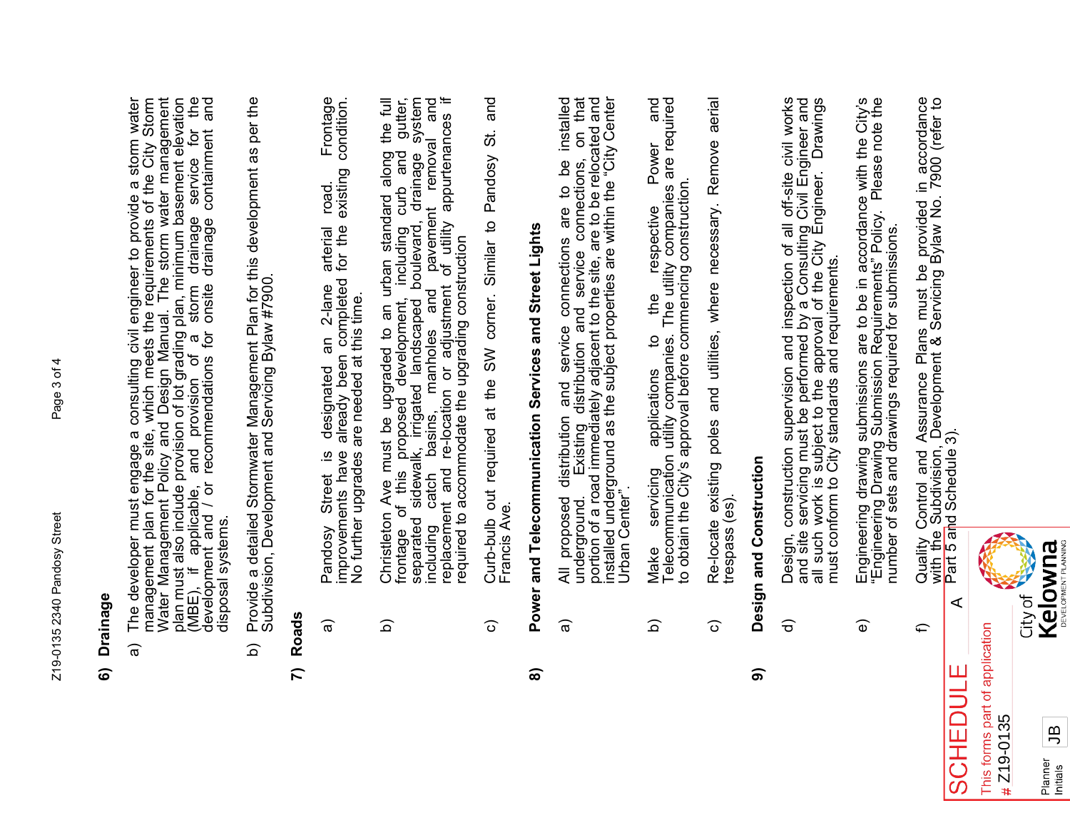## 6) Drainage

a) The developer must engage a consulting civil engineer to provide a storm water management plan for the site, which meets the requirements of the City Storm Water Management Policy and Design Manual. The storm water management plan must also include provision of lot grading plan, minimum basement elevation (MBE), if applicable, and provision of a storm drainage service for the development and / or recommendations for onsite drainage containment and disposal systems.

b) Provide a detailed Stormwater Management Plan for this development as per the Subdivision, Development and Servicing Bylaw #7900.

## 7) Roads

a) Pandosy Street is designated an 2-lane arterial road. Frontage improvements have already been completed for the existing condition. No further upgrades are needed at this time.

b) Christleton Ave must be upgraded to an urban standard along the full frontage of this proposed development, including curb and gutter, separated sidewalk, irrigated landscaped boulevard, drainage system including catch basins, manholes and pavement removal and replacement and re-location or adjustment of utility appurtenances if required to accommodate the upgrading construction

c) Curb-bulb out required at the SW corner. Similar to Pandosy St. and Francis Ave.

## 8) Power and Telecommunication Services and Street Lights

a) All proposed distribution and service connections are to be installed underground. Existing distribution and service connections, on that portion of a road immediately adjacent to the site, are to be relocated and installed underground as the subject properties are within the "City Center Urban Center".

b) Make servicing applications to the respective Power and Telecommunication utility companies. The utility companies are required to obtain the City's approval before commencing construction.

c) Re-locate existing poles and utilities, where necessary. Remove aerial trespass (es).

## 9) Design and Construction

d) Design, construction supervision and inspection of all off-site civil works and site servicing must be performed by a Consulting Civil Engineer and all such work is subject to the approval of the City Engineer. Drawings must conform to City standards and requirements.

e) Engineering drawing submissions are to be in accordance with the City's "Engineering Drawing Submission Requirements" Policy. Please note the number of sets and drawings required for submissions.

f) Quality Control and Assurance Plans must be provided in accordance with the Subdivision, Development & Servicing Bylaw No. 7900 (refer to Part 5 and Schedule 3).

SCHEDULE A

This forms part of application
# Z19-0135

Planner Initials: JB

City of Kelowna
DEVELOPMENT PLANNING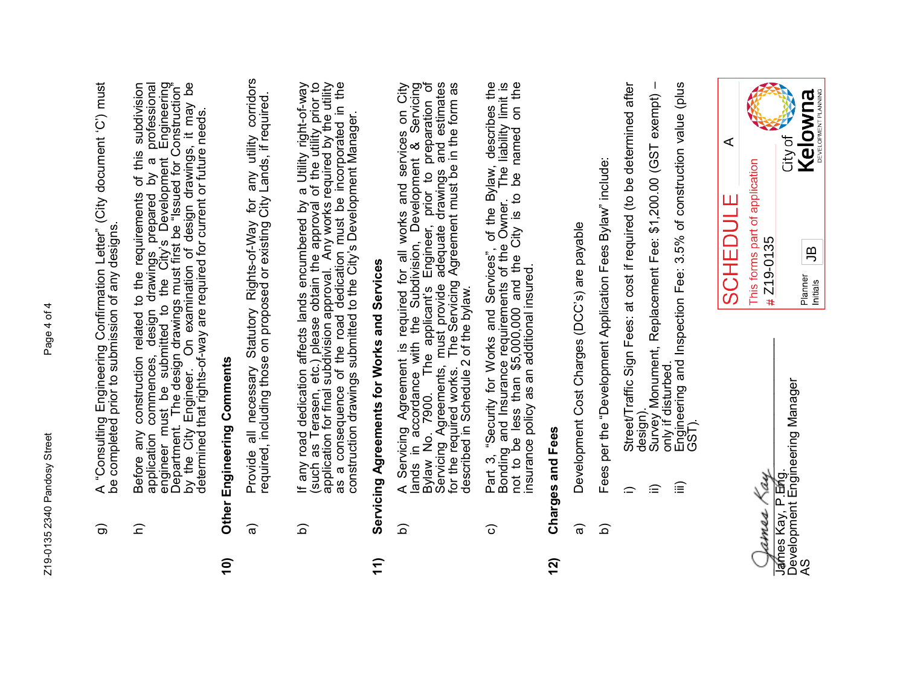g) A "Consulting Engineering Confirmation Letter" (City document 'C') must be completed prior to submission of any designs.

h) Before any construction related to the requirements of this subdivision application commences, design drawings prepared by a professional engineer must be submitted to the City's Development Engineering Department. The design drawings must first be "Issued for Construction" by the City Engineer. On examination of design drawings, it may be determined that rights-of-way are required for current or future needs.

**10) Other Engineering Comments**

a) Provide all necessary Statutory Rights-of-Way for any utility corridors required, including those on proposed or existing City Lands, if required.

b) If any road dedication affects lands encumbered by a Utility right-of-way (such as Terasen, etc.) please obtain the approval of the utility prior to application for final subdivision approval. Any works required by the utility as a consequence of the road dedication must be incorporated in the construction drawings submitted to the City's Development Manager.

**11) Servicing Agreements for Works and Services**

b) A Servicing Agreement is required for all works and services on City lands in accordance with the Subdivision, Development & Servicing Bylaw No. 7900. The applicant's Engineer, prior to preparation of Servicing Agreements, must provide adequate drawings and estimates for the required works. The Servicing Agreement must be in the form as described in Schedule 2 of the bylaw.

c) Part 3, "Security for Works and Services", of the Bylaw, describes the Bonding and Insurance requirements of the Owner. The liability limit is not to be less than $5,000,000 and the City is to be named on the insurance policy as an additional insured.

**12) Charges and Fees**

a) Development Cost Charges (DCC's) are payable

b) Fees per the "Development Application Fees Bylaw" include:

i) Street/Traffic Sign Fees: at cost if required (to be determined after design).

ii) Survey Monument, Replacement Fee: $1,200.00 (GST exempt) – only if disturbed.

iii) Engineering and Inspection Fee: 3.5% of construction value (plus GST).

James Kay, P.Eng.
Development Engineering Manager
AS

SCHEDULE A
This forms part of application
# Z19-0135
Planner Initials JB
City of Kelowna
DEVELOPMENT PLANNING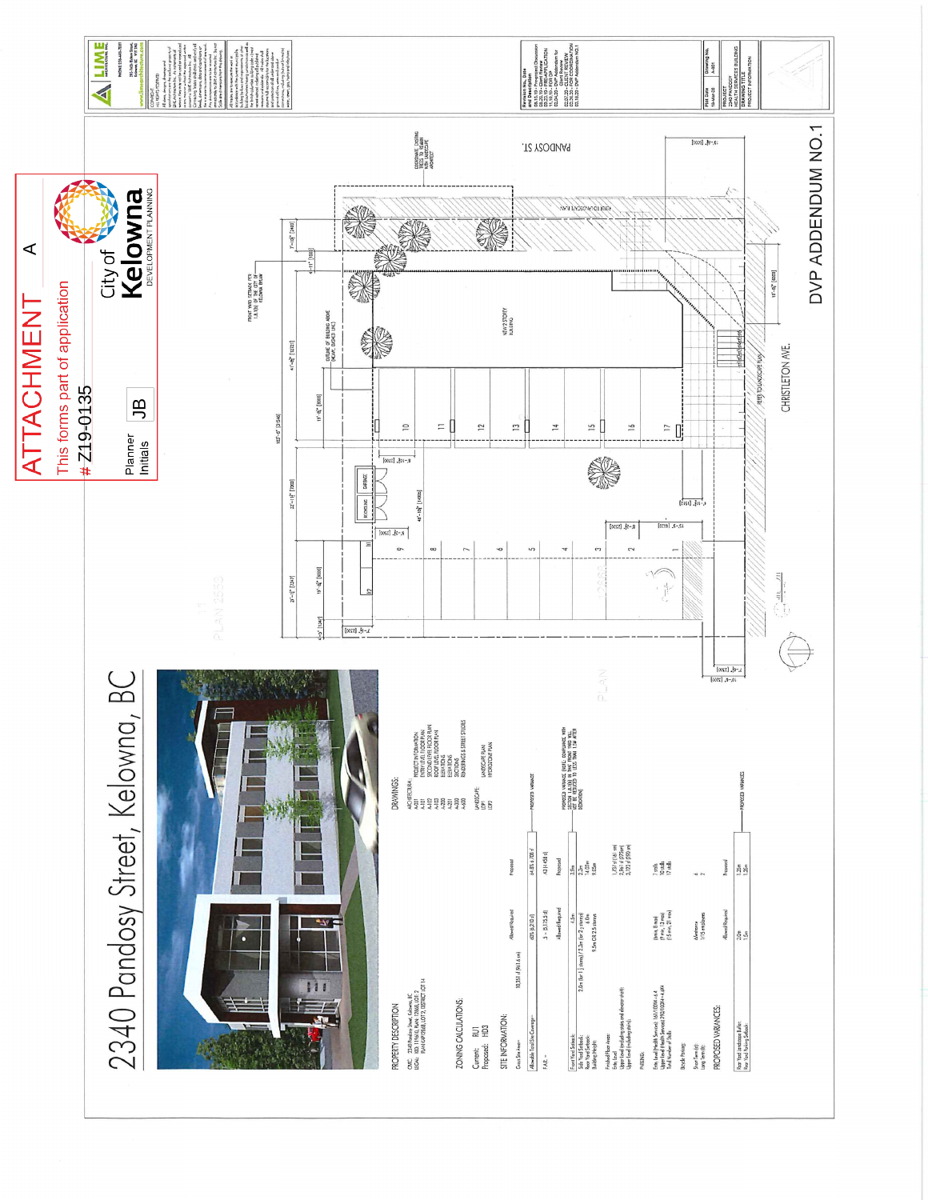# ATTACHMENT A

This forms part of application

# Z19-0135

Planner Initials JB

City of Kelowna
DEVELOPMENT PLANNING

# 2340 Pandosy Street, Kelowna, BC

PROPERTY DESCRIPTION

CIVIC: 2340 Pandosy Street, Kelowna, BC
LEGAL: LOTS 17 PLAN 17880, LOT 2 PLAN KAP17880, LOT 3, DISTRICT LOT 14

ZONING CALCULATIONS:

Current: RU1
Proposed: HD3

SITE INFORMATION:

Gross Site Area = 10,351 sf (961.6 sm)

| | Allowed/Required | Proposed | |
|---|---|---|---|
| Allowable Total Site Coverage = | 40% (4,210 sf) | 64.8% (6,708 sf) | PROPOSED VARIANCE |
| F.A.R. = | 3 = 15,175.5 sf | 4,311 sf | |
| | Allowed/Required | Proposed | |
| Front Yard Setback: | 4.5m | 3.5m | PROPOSED VARIANCE |
| Side Yard Setback: | 2.0m (for 1 storey) / 2.3m (for 2 storeys) | 2.3m | |
| Rear Yard Setback: | 6.0m | 14.05m | |
| Building Height: | 9.5m OR 2.5 storeys | 9.05m | |
| Finished Floor Areas: | | | |
| Entry Level: | | 1,707 sf (158.1 sm) | |
| Upper Level (including stairs and elevator shaft): | | 2,961 sf (275 sm) | |
| Upper Level (including stairs): | | 3,133 sf (291 sm) | |
| PARKING: | | | |
| Entry Level (Health Services): 1.67/100M = 6.4 | (4min, 8 max) | 7 stalls | |
| Upper Level (Health Services): 2.75/100M = 4.64 | (9 min, 12 max) | 10 stalls | |
| Total Number of Stalls: | (13 min, 20 max) | 17 stalls | |
| Bicycle Parking: | | | |
| Short Term (6): | 6/entrance | 6 | |
| Long Term (6): | 1/15 employees | 2 | |

PROPOSED VARIANCE: PROVIDE VARIANCE, ENSURE COMPLIANCE WITH SECTION 1.A.10.1 IN THAT FRONT YARD WILL NOT BE REDUCED TO LESS THAN 1.5M AFTER DEDICATION

PROPOSED VARIANCES:

| | Allowed/Required | Proposed | |
|---|---|---|---|
| Rear Yard Landscape Buffer: | 2.0m | 1.25m | PROPOSED VARIANCE |
| Rear Yard Parking Setback: | 1.5m | 1.25m | |

DRAWINGS:

ARCHITECTURAL:
- A-001 PROJECT INFORMATION
- A-101 ENTRY LEVEL FLOOR PLAN
- A-102 SECOND LEVEL FLOOR PLAN
- A-103 ROOF LEVEL FLOOR PLAN
- A-200 ELEVATIONS
- A-201 ELEVATIONS
- A-300 SECTIONS
- A-600 RENDERINGS & STREET STUDIES

LANDSCAPE:
- L1/1 LANDSCAPE PLAN
- L2/2 HYDROZONE PLAN

PANDOSY ST.

CHRISTLETON AVE.

NEW 2 STOREY BUILDING

FRONT YARD SETBACK PER 1.A.10.1 OF THE CITY OF KELOWNA BYLAW

OUTLINE OF BUILDING ABOVE (NEW, DASHED LINE)

EXISTING TREES TO REMAIN, SEE LANDSCAPE ARCHITECT

REFER TO LANDSCAPE PLAN

RECYCLING · GARBAGE

PLAN 2253

PLAN

# DVP ADDENDUM NO.1

LIME ARCHITECTURE INC.

Revision No., Date and Description:
- 03.15.19 - Preliminary Discussion
- 05.03.19 - Client Review
- 05.23.19 - DP APPLICATION
- 11.06.20 - DVP
- 02.04.20 - DVP Addendum for Client Review
- 02.07.20 - CLIENT REVIEW
- 02.26.20 - DVP COORDINATION
- 03.18.20 - DVP Addendum NO.1

PROJECT: 2340 PANDOSY HEALTH SERVICES BUILDING

DRAWING TITLE: PROJECT INFORMATION

Drawing No.: A-001